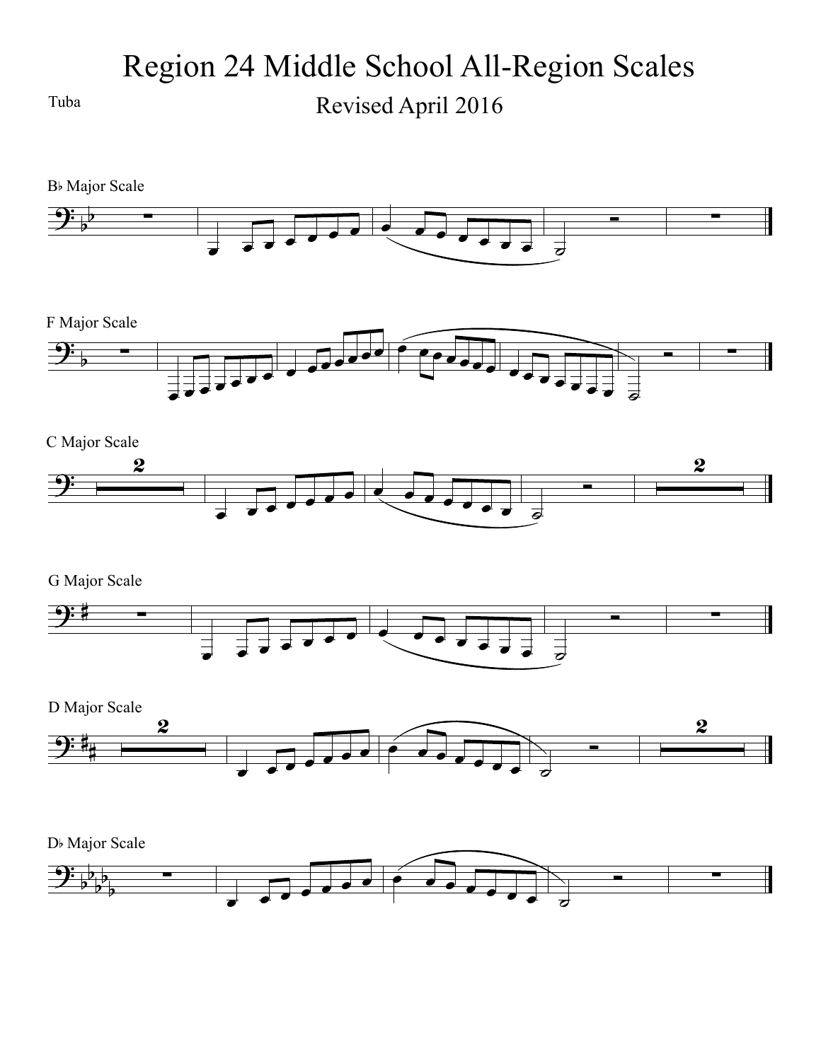# Region 24 Middle School All-Region Scales

Tuba

## Revised April 2016

B♭ Major Scale

F Major Scale

C Major Scale

G Major Scale

D Major Scale

D♭ Major Scale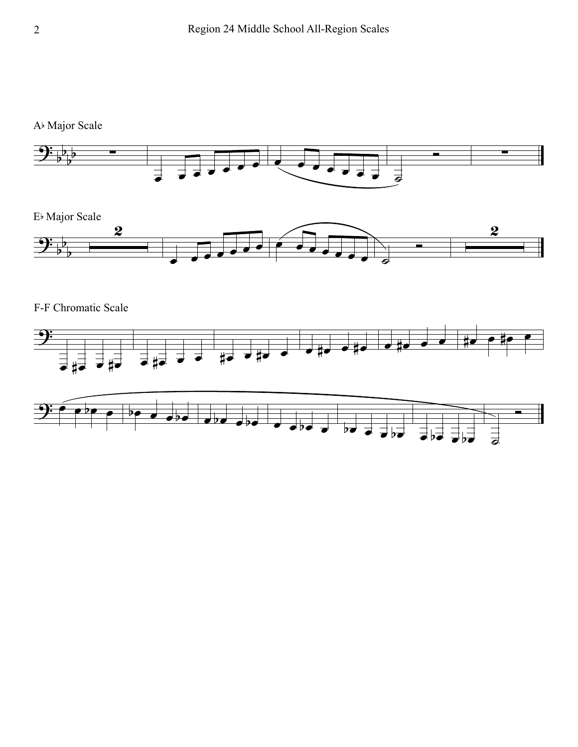A♭ Major Scale

E♭ Major Scale

F-F Chromatic Scale